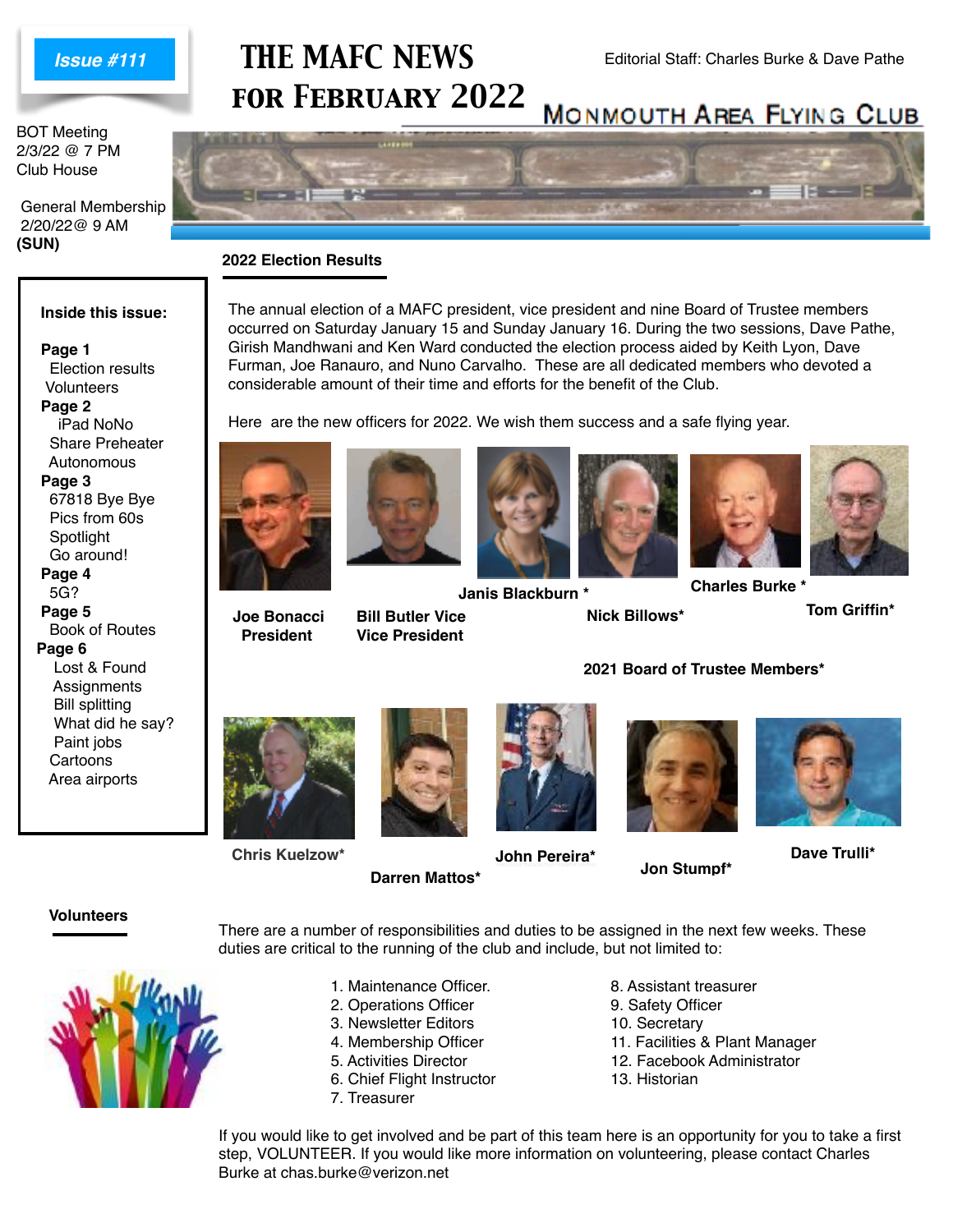**Issue #111**

# THE MAFC NEWS FOR FEBRUARY 2022

Editorial Staff: Charles Burke & Dave Pathe

## MONMOUTH AREA FLYING CLUB

BOT Meeting
2/3/22 @ 7 PM
Club House

General Membership
2/20/22@ 9 AM
**(SUN)**

**Inside this issue:**

**Page 1**
- Election results
- Volunteers

**Page 2**
- iPad NoNo
- Share Preheater
- Autonomous

**Page 3**
- 67818 Bye Bye
- Pics from 60s
- Spotlight
- Go around!

**Page 4**
- 5G?

**Page 5**
- Book of Routes

**Page 6**
- Lost & Found
- Assignments
- Bill splitting
- What did he say?
- Paint jobs
- Cartoons
- Area airports

### 2022 Election Results

The annual election of a MAFC president, vice president and nine Board of Trustee members occurred on Saturday January 15 and Sunday January 16. During the two sessions, Dave Pathe, Girish Mandhwani and Ken Ward conducted the election process aided by Keith Lyon, Dave Furman, Joe Ranauro, and Nuno Carvalho. These are all dedicated members who devoted a considerable amount of their time and efforts for the benefit of the Club.

Here are the new officers for 2022. We wish them success and a safe flying year.

**Joe Bonacci President**

**Bill Butler Vice Vice President**

**Janis Blackburn ***

**Nick Billows***

**Charles Burke ***

**Tom Griffin***

**2021 Board of Trustee Members***

**Chris Kuelzow***

**Darren Mattos***

**John Pereira***

**Jon Stumpf***

**Dave Trulli***

### Volunteers

There are a number of responsibilities and duties to be assigned in the next few weeks. These duties are critical to the running of the club and include, but not limited to:

1. Maintenance Officer.
2. Operations Officer
3. Newsletter Editors
4. Membership Officer
5. Activities Director
6. Chief Flight Instructor
7. Treasurer
8. Assistant treasurer
9. Safety Officer
10. Secretary
11. Facilities & Plant Manager
12. Facebook Administrator
13. Historian

If you would like to get involved and be part of this team here is an opportunity for you to take a first step, VOLUNTEER. If you would like more information on volunteering, please contact Charles Burke at chas.burke@verizon.net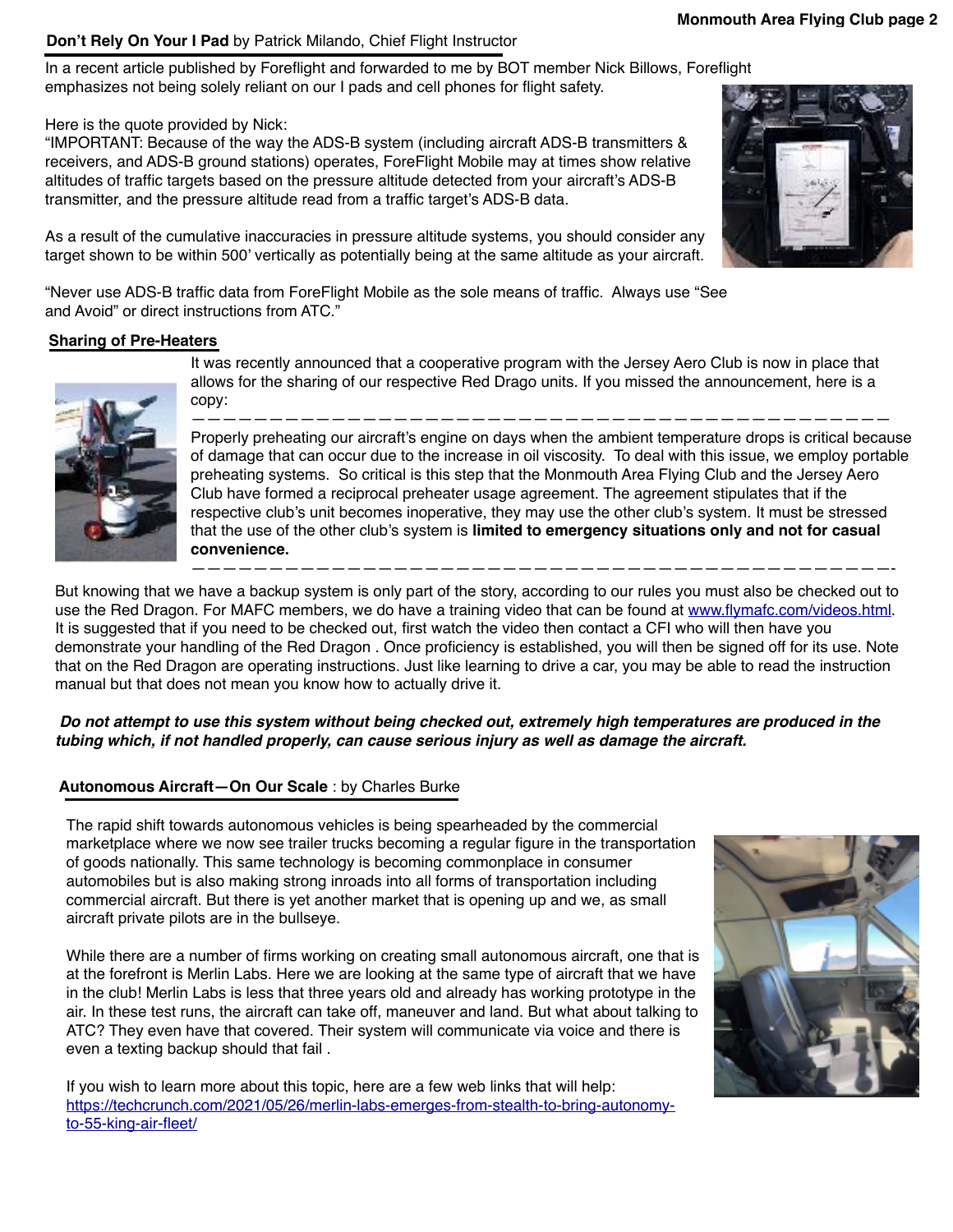## Don't Rely On Your I Pad by Patrick Milando, Chief Flight Instructor

In a recent article published by Foreflight and forwarded to me by BOT member Nick Billows, Foreflight emphasizes not being solely reliant on our I pads and cell phones for flight safety.

Here is the quote provided by Nick:
"IMPORTANT: Because of the way the ADS-B system (including aircraft ADS-B transmitters & receivers, and ADS-B ground stations) operates, ForeFlight Mobile may at times show relative altitudes of traffic targets based on the pressure altitude detected from your aircraft's ADS-B transmitter, and the pressure altitude read from a traffic target's ADS-B data.

As a result of the cumulative inaccuracies in pressure altitude systems, you should consider any target shown to be within 500' vertically as potentially being at the same altitude as your aircraft.

"Never use ADS-B traffic data from ForeFlight Mobile as the sole means of traffic. Always use "See and Avoid" or direct instructions from ATC."

## Sharing of Pre-Heaters

It was recently announced that a cooperative program with the Jersey Aero Club is now in place that allows for the sharing of our respective Red Drago units. If you missed the announcement, here is a copy:

———————————————————————————————————————————

Properly preheating our aircraft's engine on days when the ambient temperature drops is critical because of damage that can occur due to the increase in oil viscosity. To deal with this issue, we employ portable preheating systems. So critical is this step that the Monmouth Area Flying Club and the Jersey Aero Club have formed a reciprocal preheater usage agreement. The agreement stipulates that if the respective club's unit becomes inoperative, they may use the other club's system. It must be stressed that the use of the other club's system is **limited to emergency situations only and not for casual convenience.**

———————————————————————————————————————————-

But knowing that we have a backup system is only part of the story, according to our rules you must also be checked out to use the Red Dragon. For MAFC members, we do have a training video that can be found at [www.flymafc.com/videos.html](www.flymafc.com/videos.html). It is suggested that if you need to be checked out, first watch the video then contact a CFI who will then have you demonstrate your handling of the Red Dragon . Once proficiency is established, you will then be signed off for its use. Note that on the Red Dragon are operating instructions. Just like learning to drive a car, you may be able to read the instruction manual but that does not mean you know how to actually drive it.

***Do not attempt to use this system without being checked out, extremely high temperatures are produced in the tubing which, if not handled properly, can cause serious injury as well as damage the aircraft.***

## Autonomous Aircraft—On Our Scale : by Charles Burke

The rapid shift towards autonomous vehicles is being spearheaded by the commercial marketplace where we now see trailer trucks becoming a regular figure in the transportation of goods nationally. This same technology is becoming commonplace in consumer automobiles but is also making strong inroads into all forms of transportation including commercial aircraft. But there is yet another market that is opening up and we, as small aircraft private pilots are in the bullseye.

While there are a number of firms working on creating small autonomous aircraft, one that is at the forefront is Merlin Labs. Here we are looking at the same type of aircraft that we have in the club! Merlin Labs is less that three years old and already has working prototype in the air. In these test runs, the aircraft can take off, maneuver and land. But what about talking to ATC? They even have that covered. Their system will communicate via voice and there is even a texting backup should that fail .

If you wish to learn more about this topic, here are a few web links that will help:
[https://techcrunch.com/2021/05/26/merlin-labs-emerges-from-stealth-to-bring-autonomy-to-55-king-air-fleet/](https://techcrunch.com/2021/05/26/merlin-labs-emerges-from-stealth-to-bring-autonomy-to-55-king-air-fleet/)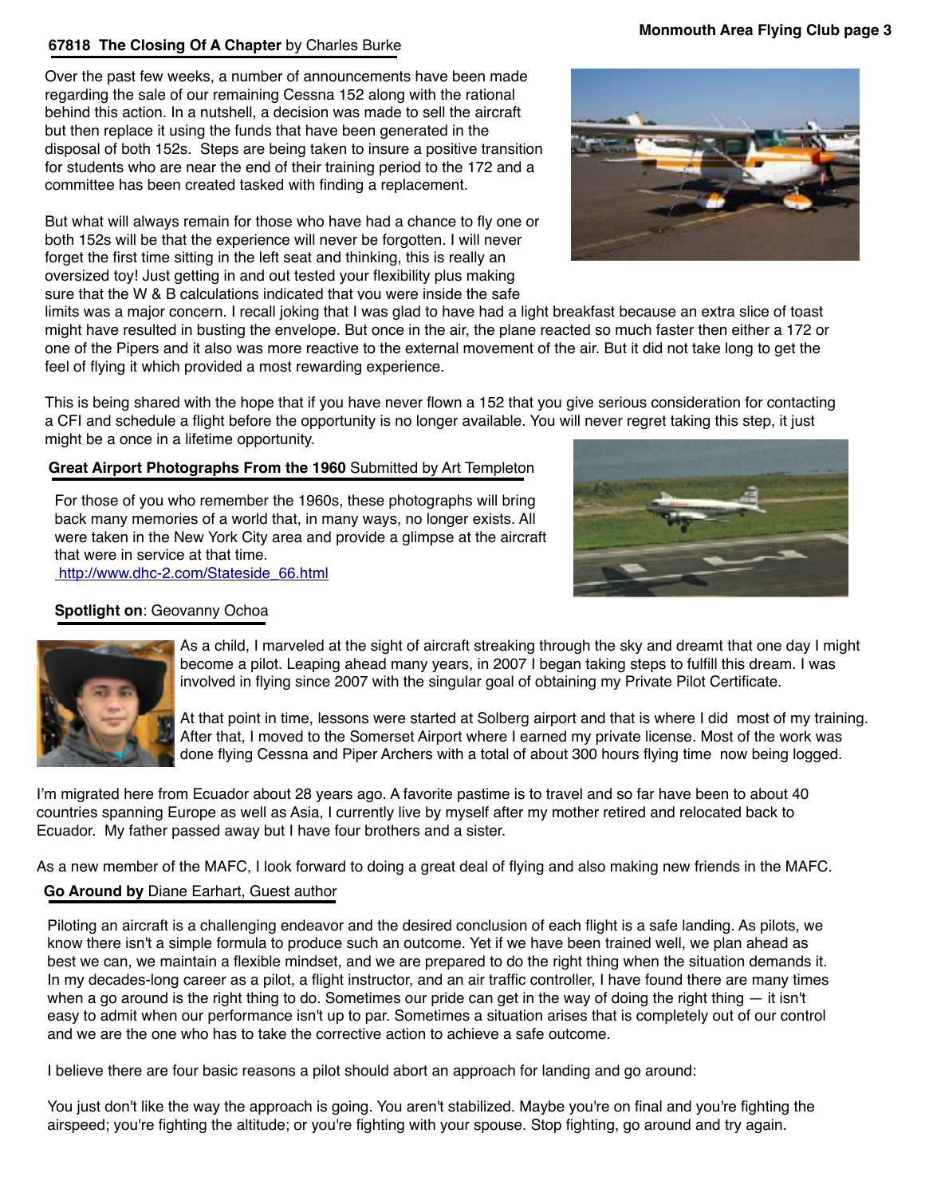## 67818 The Closing Of A Chapter by Charles Burke

Over the past few weeks, a number of announcements have been made regarding the sale of our remaining Cessna 152 along with the rational behind this action. In a nutshell, a decision was made to sell the aircraft but then replace it using the funds that have been generated in the disposal of both 152s. Steps are being taken to insure a positive transition for students who are near the end of their training period to the 172 and a committee has been created tasked with finding a replacement.

But what will always remain for those who have had a chance to fly one or both 152s will be that the experience will never be forgotten. I will never forget the first time sitting in the left seat and thinking, this is really an oversized toy! Just getting in and out tested your flexibility plus making sure that the W & B calculations indicated that you were inside the safe limits was a major concern. I recall joking that I was glad to have had a light breakfast because an extra slice of toast might have resulted in busting the envelope. But once in the air, the plane reacted so much faster then either a 172 or one of the Pipers and it also was more reactive to the external movement of the air. But it did not take long to get the feel of flying it which provided a most rewarding experience.

This is being shared with the hope that if you have never flown a 152 that you give serious consideration for contacting a CFI and schedule a flight before the opportunity is no longer available. You will never regret taking this step, it just might be a once in a lifetime opportunity.

## Great Airport Photographs From the 1960 Submitted by Art Templeton

For those of you who remember the 1960s, these photographs will bring back many memories of a world that, in many ways, no longer exists. All were taken in the New York City area and provide a glimpse at the aircraft that were in service at that time.
http://www.dhc-2.com/Stateside_66.html

## Spotlight on: Geovanny Ochoa

As a child, I marveled at the sight of aircraft streaking through the sky and dreamt that one day I might become a pilot. Leaping ahead many years, in 2007 I began taking steps to fulfill this dream. I was involved in flying since 2007 with the singular goal of obtaining my Private Pilot Certificate.

At that point in time, lessons were started at Solberg airport and that is where I did most of my training. After that, I moved to the Somerset Airport where I earned my private license. Most of the work was done flying Cessna and Piper Archers with a total of about 300 hours flying time now being logged.

I'm migrated here from Ecuador about 28 years ago. A favorite pastime is to travel and so far have been to about 40 countries spanning Europe as well as Asia, I currently live by myself after my mother retired and relocated back to Ecuador. My father passed away but I have four brothers and a sister.

As a new member of the MAFC, I look forward to doing a great deal of flying and also making new friends in the MAFC.

## Go Around by Diane Earhart, Guest author

Piloting an aircraft is a challenging endeavor and the desired conclusion of each flight is a safe landing. As pilots, we know there isn't a simple formula to produce such an outcome. Yet if we have been trained well, we plan ahead as best we can, we maintain a flexible mindset, and we are prepared to do the right thing when the situation demands it. In my decades-long career as a pilot, a flight instructor, and an air traffic controller, I have found there are many times when a go around is the right thing to do. Sometimes our pride can get in the way of doing the right thing — it isn't easy to admit when our performance isn't up to par. Sometimes a situation arises that is completely out of our control and we are the one who has to take the corrective action to achieve a safe outcome.

I believe there are four basic reasons a pilot should abort an approach for landing and go around:

You just don't like the way the approach is going. You aren't stabilized. Maybe you're on final and you're fighting the airspeed; you're fighting the altitude; or you're fighting with your spouse. Stop fighting, go around and try again.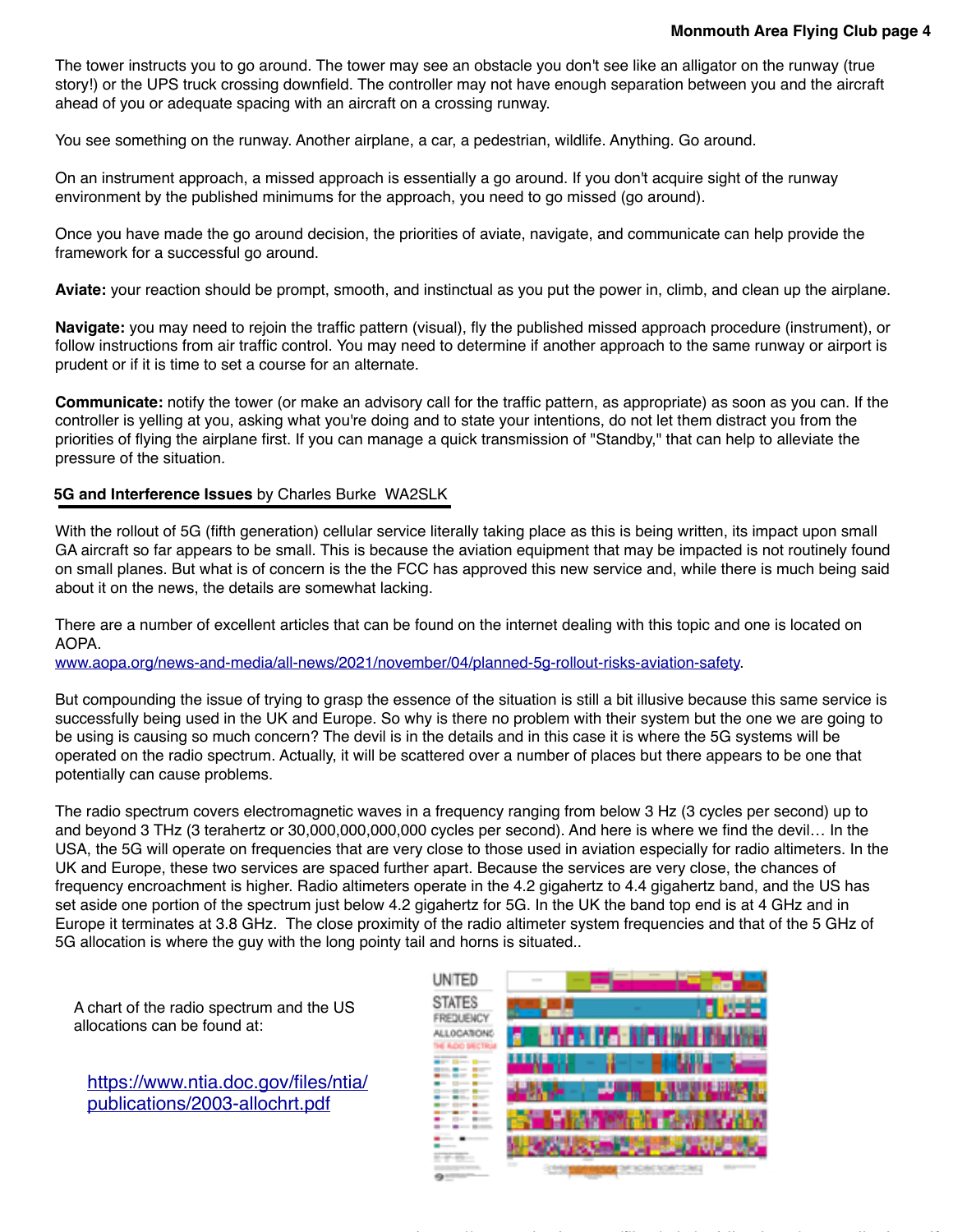The tower instructs you to go around. The tower may see an obstacle you don't see like an alligator on the runway (true story!) or the UPS truck crossing downfield. The controller may not have enough separation between you and the aircraft ahead of you or adequate spacing with an aircraft on a crossing runway.

You see something on the runway. Another airplane, a car, a pedestrian, wildlife. Anything. Go around.

On an instrument approach, a missed approach is essentially a go around. If you don't acquire sight of the runway environment by the published minimums for the approach, you need to go missed (go around).

Once you have made the go around decision, the priorities of aviate, navigate, and communicate can help provide the framework for a successful go around.

**Aviate:** your reaction should be prompt, smooth, and instinctual as you put the power in, climb, and clean up the airplane.

**Navigate:** you may need to rejoin the traffic pattern (visual), fly the published missed approach procedure (instrument), or follow instructions from air traffic control. You may need to determine if another approach to the same runway or airport is prudent or if it is time to set a course for an alternate.

**Communicate:** notify the tower (or make an advisory call for the traffic pattern, as appropriate) as soon as you can. If the controller is yelling at you, asking what you're doing and to state your intentions, do not let them distract you from the priorities of flying the airplane first. If you can manage a quick transmission of "Standby," that can help to alleviate the pressure of the situation.

## 5G and Interference Issues by Charles Burke WA2SLK

With the rollout of 5G (fifth generation) cellular service literally taking place as this is being written, its impact upon small GA aircraft so far appears to be small. This is because the aviation equipment that may be impacted is not routinely found on small planes. But what is of concern is the the FCC has approved this new service and, while there is much being said about it on the news, the details are somewhat lacking.

There are a number of excellent articles that can be found on the internet dealing with this topic and one is located on AOPA.
www.aopa.org/news-and-media/all-news/2021/november/04/planned-5g-rollout-risks-aviation-safety.

But compounding the issue of trying to grasp the essence of the situation is still a bit illusive because this same service is successfully being used in the UK and Europe. So why is there no problem with their system but the one we are going to be using is causing so much concern? The devil is in the details and in this case it is where the 5G systems will be operated on the radio spectrum. Actually, it will be scattered over a number of places but there appears to be one that potentially can cause problems.

The radio spectrum covers electromagnetic waves in a frequency ranging from below 3 Hz (3 cycles per second) up to and beyond 3 THz (3 terahertz or 30,000,000,000,000 cycles per second). And here is where we find the devil… In the USA, the 5G will operate on frequencies that are very close to those used in aviation especially for radio altimeters. In the UK and Europe, these two services are spaced further apart. Because the services are very close, the chances of frequency encroachment is higher. Radio altimeters operate in the 4.2 gigahertz to 4.4 gigahertz band, and the US has set aside one portion of the spectrum just below 4.2 gigahertz for 5G. In the UK the band top end is at 4 GHz and in Europe it terminates at 3.8 GHz. The close proximity of the radio altimeter system frequencies and that of the 5 GHz of 5G allocation is where the guy with the long pointy tail and horns is situated..

A chart of the radio spectrum and the US allocations can be found at:

https://www.ntia.doc.gov/files/ntia/publications/2003-allochrt.pdf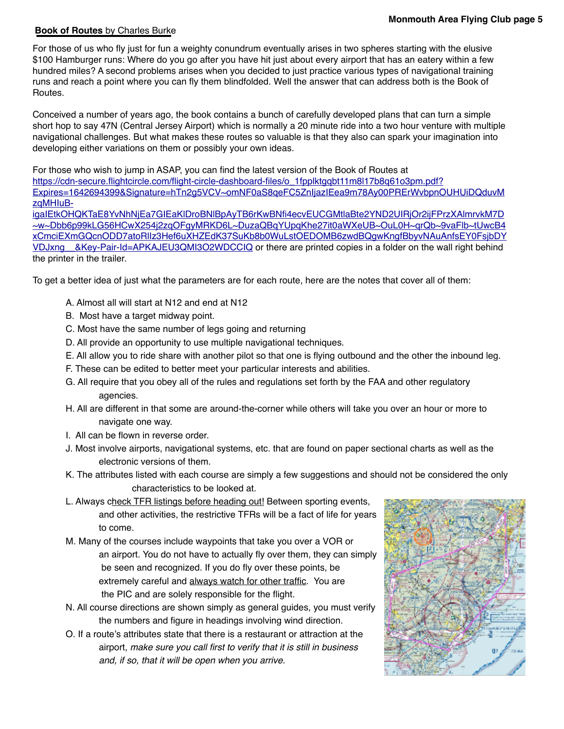**Book of Routes** by Charles Burke

For those of us who fly just for fun a weighty conundrum eventually arises in two spheres starting with the elusive $100 Hamburger runs: Where do you go after you have hit just about every airport that has an eatery within a few hundred miles? A second problems arises when you decided to just practice various types of navigational training runs and reach a point where you can fly them blindfolded. Well the answer that can address both is the Book of Routes.

Conceived a number of years ago, the book contains a bunch of carefully developed plans that can turn a simple short hop to say 47N (Central Jersey Airport) which is normally a 20 minute ride into a two hour venture with multiple navigational challenges. But what makes these routes so valuable is that they also can spark your imagination into developing either variations on them or possibly your own ideas.

For those who wish to jump in ASAP, you can find the latest version of the Book of Routes at https://cdn-secure.flightcircle.com/flight-circle-dashboard-files/o_1fpplktgqbt11m8l17b8q61o3pm.pdf?Expires=1642694399&Signature=hTn2g5VCV~omNF0aS8qeFC5ZnljazIEea9m78Ay00PRErWvbpnOUHUiDQduvMzqMHIuB-igaIEtkOHQKTaE8YvNhNjEa7GIEaKlDroBNlBpAyTB6rKwBNfi4ecvEUCGMtlaBte2YND2UIRjOr2ijFPrzXAlmrvkM7D~w~Dbb6p99kLG56HCwX254j2zqOFgyMRKD6L~DuzaQBqYUpqKhe27it0aWXeUB~OuL0H~qrQb~9vaFlb~tUwcB4xCmciEXmGQcnODD7atoRllz3Hef6uXHZEdK37SuKb8b0WuLstOEDOMB6zwdBQgwKngfBbyvNAuAnfsEY0FsjbDYVDJxng__&Key-Pair-Id=APKAJEU3QMI3O2WDCCIQ or there are printed copies in a folder on the wall right behind the printer in the trailer.

To get a better idea of just what the parameters are for each route, here are the notes that cover all of them:

A. Almost all will start at N12 and end at N12
B. Most have a target midway point.
C. Most have the same number of legs going and returning
D. All provide an opportunity to use multiple navigational techniques.
E. All allow you to ride share with another pilot so that one is flying outbound and the other the inbound leg.
F. These can be edited to better meet your particular interests and abilities.
G. All require that you obey all of the rules and regulations set forth by the FAA and other regulatory agencies.
H. All are different in that some are around-the-corner while others will take you over an hour or more to navigate one way.
I. All can be flown in reverse order.
J. Most involve airports, navigational systems, etc. that are found on paper sectional charts as well as the electronic versions of them.
K. The attributes listed with each course are simply a few suggestions and should not be considered the only characteristics to be looked at.
L. Always check TFR listings before heading out! Between sporting events, and other activities, the restrictive TFRs will be a fact of life for years to come.
M. Many of the courses include waypoints that take you over a VOR or an airport. You do not have to actually fly over them, they can simply be seen and recognized. If you do fly over these points, be extremely careful and always watch for other traffic. You are the PIC and are solely responsible for the flight.
N. All course directions are shown simply as general guides, you must verify the numbers and figure in headings involving wind direction.
O. If a route's attributes state that there is a restaurant or attraction at the airport, *make sure you call first to verify that it is still in business and, if so, that it will be open when you arrive.*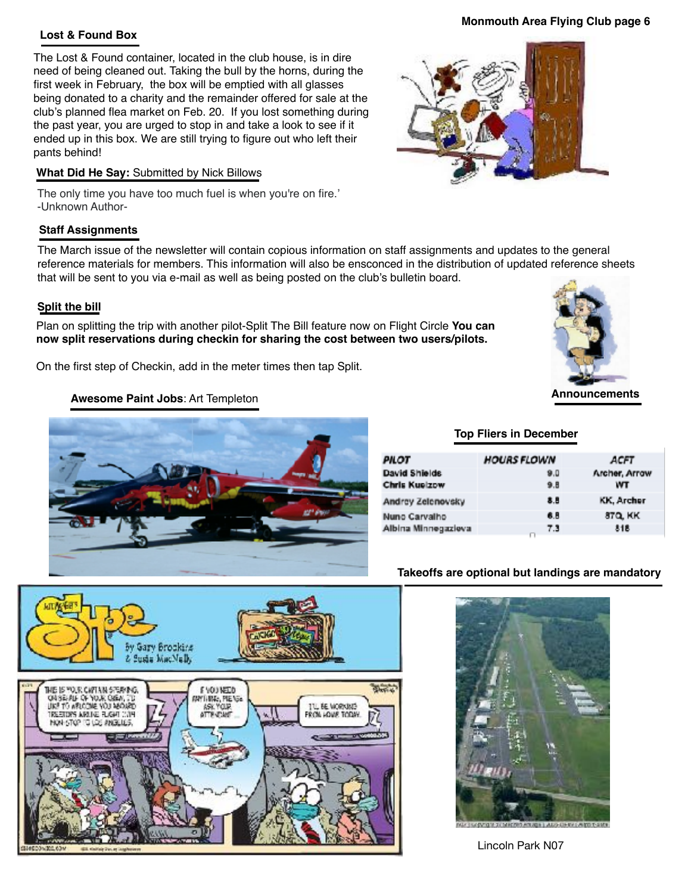### Lost & Found Box

The Lost & Found container, located in the club house, is in dire need of being cleaned out. Taking the bull by the horns, during the first week in February, the box will be emptied with all glasses being donated to a charity and the remainder offered for sale at the club's planned flea market on Feb. 20. If you lost something during the past year, you are urged to stop in and take a look to see if it ended up in this box. We are still trying to figure out who left their pants behind!

### What Did He Say: Submitted by Nick Billows

The only time you have too much fuel is when you're on fire.'
-Unknown Author-

### Staff Assignments

The March issue of the newsletter will contain copious information on staff assignments and updates to the general reference materials for members. This information will also be ensconced in the distribution of updated reference sheets that will be sent to you via e-mail as well as being posted on the club's bulletin board.

### Split the bill

Plan on splitting the trip with another pilot-Split The Bill feature now on Flight Circle **You can now split reservations during checkin for sharing the cost between two users/pilots.**

On the first step of Checkin, add in the meter times then tap Split.

### Announcements

### Awesome Paint Jobs: Art Templeton

### Top Fliers in December

| PILOT | HOURS FLOWN | ACFT |
|---|---|---|
| David Shields | 9.0 | Archer, Arrow |
| Chris Kuelzow | 9.8 | WT |
| Andrey Zelenovsky | 8.8 | KK, Archer |
| Nuno Carvalho | 6.8 | 87Q, KK |
| Albina Minnegazieva | 7.3 | 818 |

### Takeoffs are optional but landings are mandatory

Lincoln Park N07